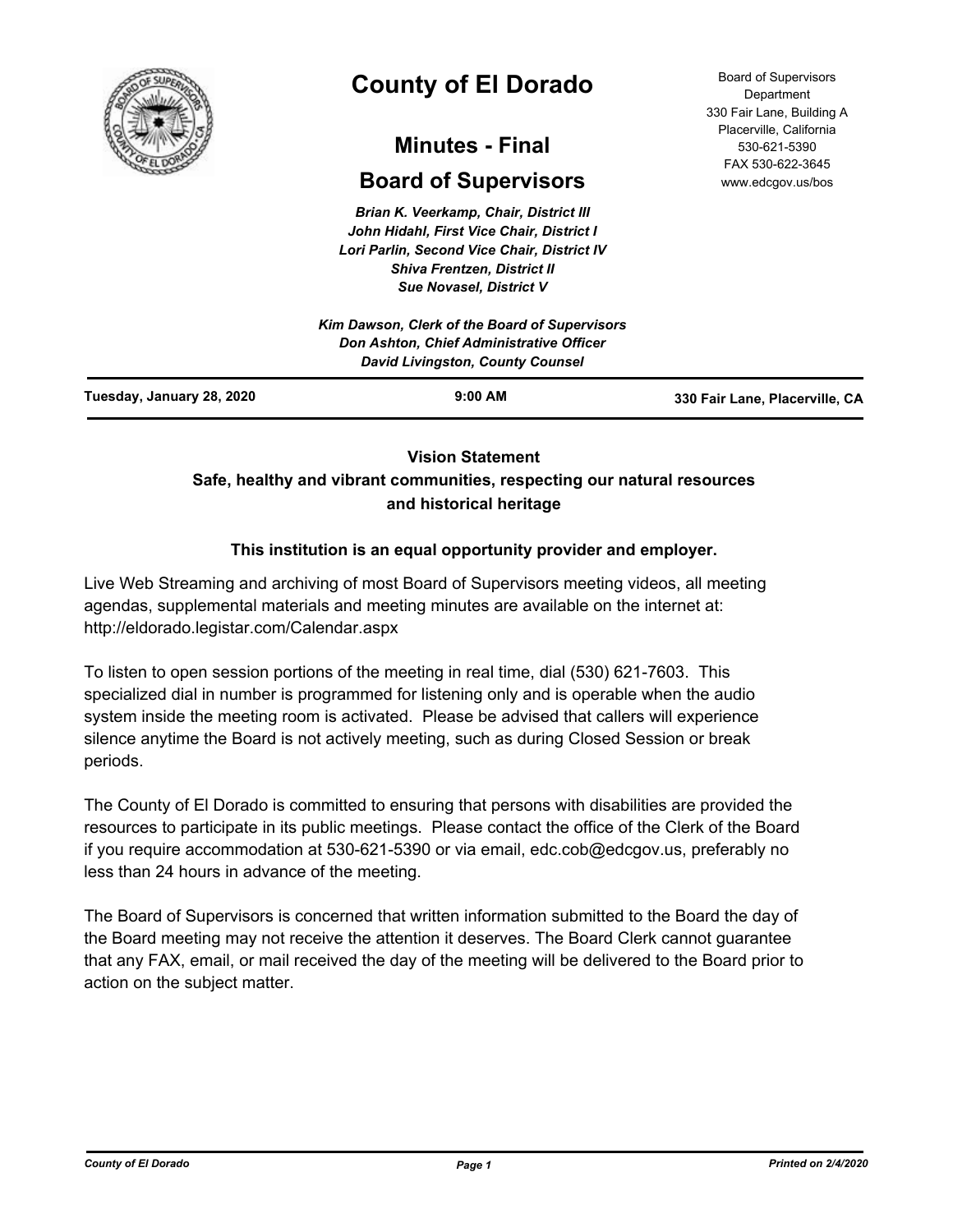# County of El Dorado

## Minutes - Final

## Board of Supervisors

Board of Supervisors Department
330 Fair Lane, Building A
Placerville, California
530-621-5390
FAX 530-622-3645
www.edcgov.us/bos

*Brian K. Veerkamp, Chair, District III*
*John Hidahl, First Vice Chair, District I*
*Lori Parlin, Second Vice Chair, District IV*
*Shiva Frentzen, District II*
*Sue Novasel, District V*

*Kim Dawson, Clerk of the Board of Supervisors*
*Don Ashton, Chief Administrative Officer*
*David Livingston, County Counsel*

**Tuesday, January 28, 2020** | **9:00 AM** | **330 Fair Lane, Placerville, CA**

**Vision Statement**
**Safe, healthy and vibrant communities, respecting our natural resources and historical heritage**

**This institution is an equal opportunity provider and employer.**

Live Web Streaming and archiving of most Board of Supervisors meeting videos, all meeting agendas, supplemental materials and meeting minutes are available on the internet at: http://eldorado.legistar.com/Calendar.aspx

To listen to open session portions of the meeting in real time, dial (530) 621-7603. This specialized dial in number is programmed for listening only and is operable when the audio system inside the meeting room is activated. Please be advised that callers will experience silence anytime the Board is not actively meeting, such as during Closed Session or break periods.

The County of El Dorado is committed to ensuring that persons with disabilities are provided the resources to participate in its public meetings. Please contact the office of the Clerk of the Board if you require accommodation at 530-621-5390 or via email, edc.cob@edcgov.us, preferably no less than 24 hours in advance of the meeting.

The Board of Supervisors is concerned that written information submitted to the Board the day of the Board meeting may not receive the attention it deserves. The Board Clerk cannot guarantee that any FAX, email, or mail received the day of the meeting will be delivered to the Board prior to action on the subject matter.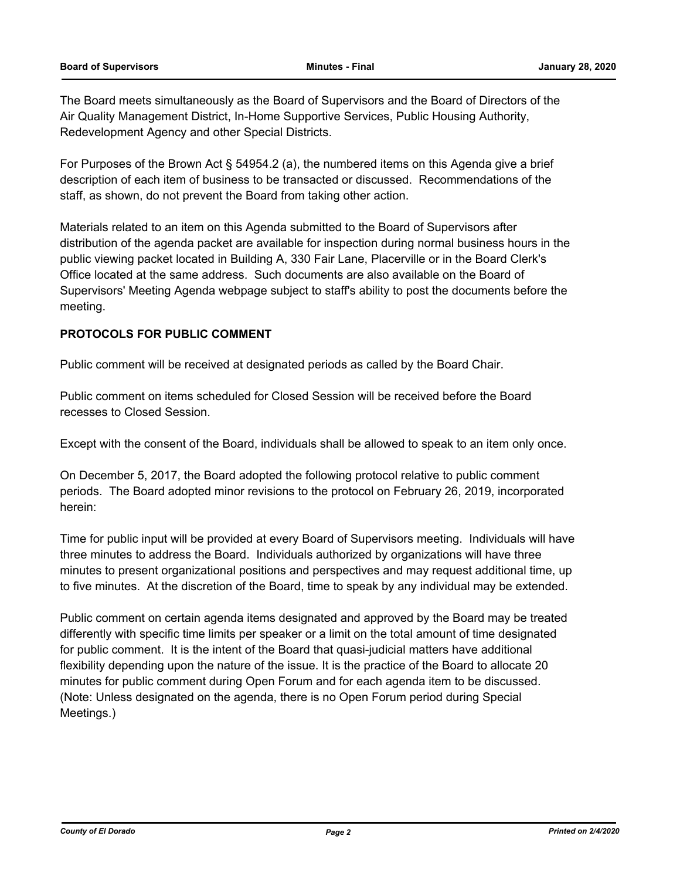The Board meets simultaneously as the Board of Supervisors and the Board of Directors of the Air Quality Management District, In-Home Supportive Services, Public Housing Authority, Redevelopment Agency and other Special Districts.

For Purposes of the Brown Act § 54954.2 (a), the numbered items on this Agenda give a brief description of each item of business to be transacted or discussed. Recommendations of the staff, as shown, do not prevent the Board from taking other action.

Materials related to an item on this Agenda submitted to the Board of Supervisors after distribution of the agenda packet are available for inspection during normal business hours in the public viewing packet located in Building A, 330 Fair Lane, Placerville or in the Board Clerk's Office located at the same address. Such documents are also available on the Board of Supervisors' Meeting Agenda webpage subject to staff's ability to post the documents before the meeting.

**PROTOCOLS FOR PUBLIC COMMENT**

Public comment will be received at designated periods as called by the Board Chair.

Public comment on items scheduled for Closed Session will be received before the Board recesses to Closed Session.

Except with the consent of the Board, individuals shall be allowed to speak to an item only once.

On December 5, 2017, the Board adopted the following protocol relative to public comment periods. The Board adopted minor revisions to the protocol on February 26, 2019, incorporated herein:

Time for public input will be provided at every Board of Supervisors meeting. Individuals will have three minutes to address the Board. Individuals authorized by organizations will have three minutes to present organizational positions and perspectives and may request additional time, up to five minutes. At the discretion of the Board, time to speak by any individual may be extended.

Public comment on certain agenda items designated and approved by the Board may be treated differently with specific time limits per speaker or a limit on the total amount of time designated for public comment. It is the intent of the Board that quasi-judicial matters have additional flexibility depending upon the nature of the issue. It is the practice of the Board to allocate 20 minutes for public comment during Open Forum and for each agenda item to be discussed. (Note: Unless designated on the agenda, there is no Open Forum period during Special Meetings.)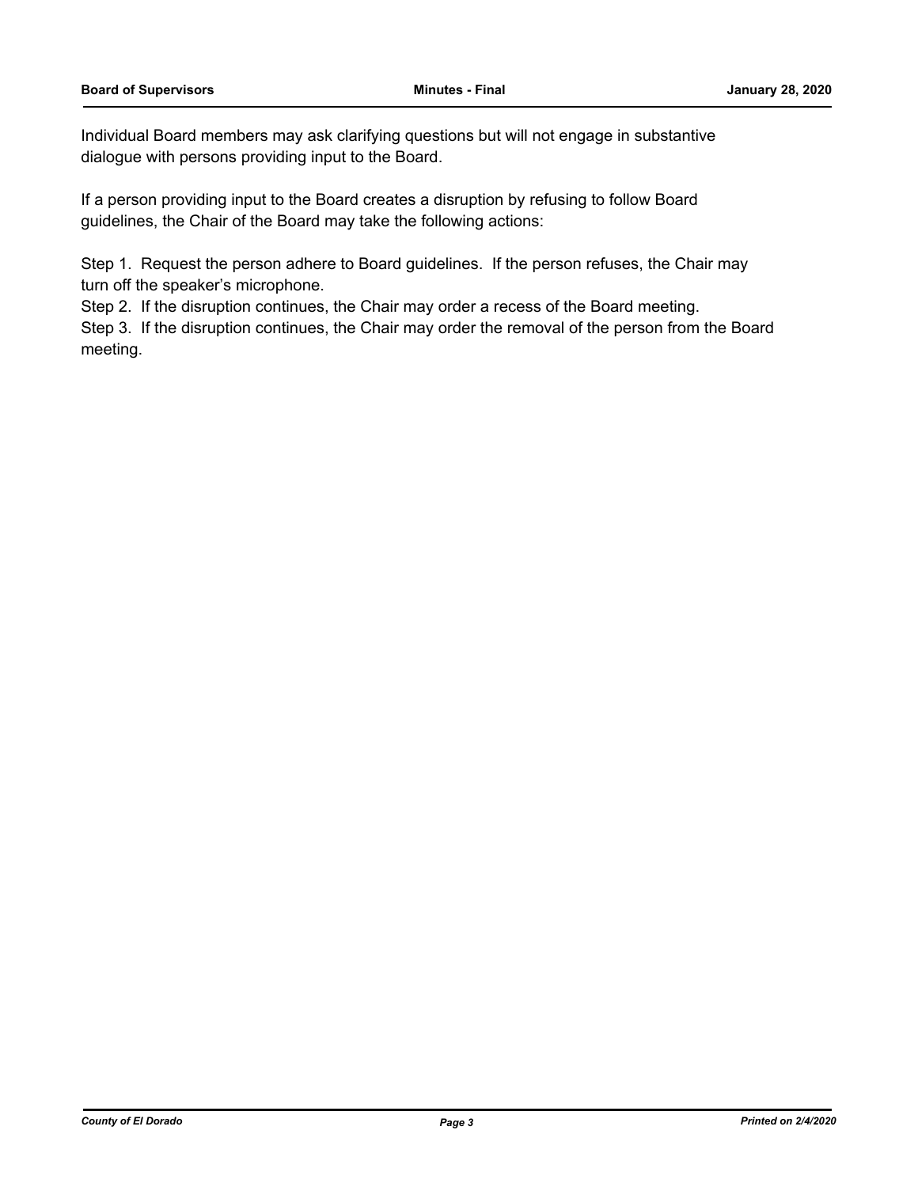Individual Board members may ask clarifying questions but will not engage in substantive dialogue with persons providing input to the Board.

If a person providing input to the Board creates a disruption by refusing to follow Board guidelines, the Chair of the Board may take the following actions:

Step 1. Request the person adhere to Board guidelines. If the person refuses, the Chair may turn off the speaker's microphone.
Step 2. If the disruption continues, the Chair may order a recess of the Board meeting.
Step 3. If the disruption continues, the Chair may order the removal of the person from the Board meeting.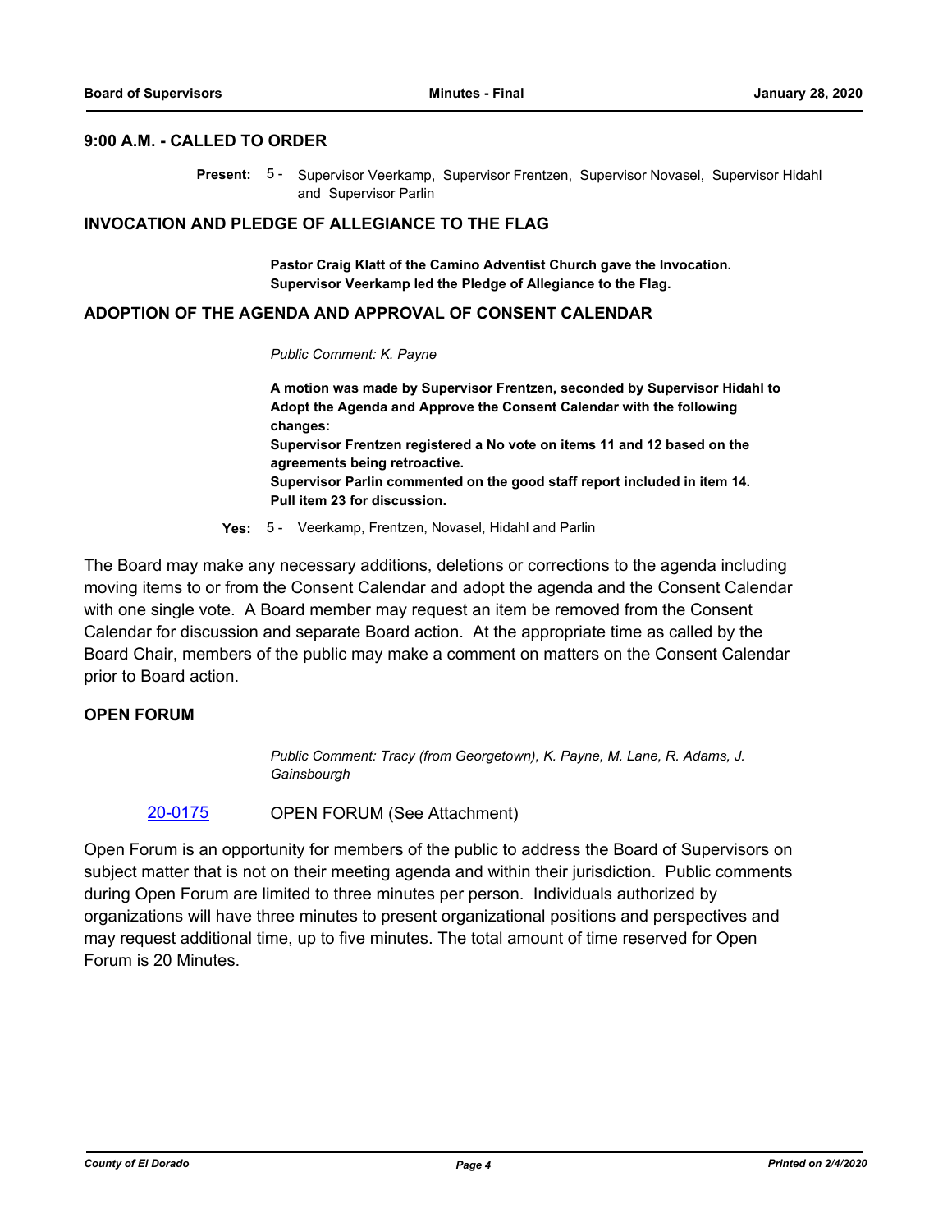## 9:00 A.M. - CALLED TO ORDER

**Present:** 5 - Supervisor Veerkamp, Supervisor Frentzen, Supervisor Novasel, Supervisor Hidahl and Supervisor Parlin

## INVOCATION AND PLEDGE OF ALLEGIANCE TO THE FLAG

**Pastor Craig Klatt of the Camino Adventist Church gave the Invocation. Supervisor Veerkamp led the Pledge of Allegiance to the Flag.**

## ADOPTION OF THE AGENDA AND APPROVAL OF CONSENT CALENDAR

*Public Comment: K. Payne*

**A motion was made by Supervisor Frentzen, seconded by Supervisor Hidahl to Adopt the Agenda and Approve the Consent Calendar with the following changes:**
**Supervisor Frentzen registered a No vote on items 11 and 12 based on the agreements being retroactive.**
**Supervisor Parlin commented on the good staff report included in item 14.**
**Pull item 23 for discussion.**

**Yes:** 5 - Veerkamp, Frentzen, Novasel, Hidahl and Parlin

The Board may make any necessary additions, deletions or corrections to the agenda including moving items to or from the Consent Calendar and adopt the agenda and the Consent Calendar with one single vote. A Board member may request an item be removed from the Consent Calendar for discussion and separate Board action. At the appropriate time as called by the Board Chair, members of the public may make a comment on matters on the Consent Calendar prior to Board action.

## OPEN FORUM

*Public Comment: Tracy (from Georgetown), K. Payne, M. Lane, R. Adams, J. Gainsbourgh*

20-0175 OPEN FORUM (See Attachment)

Open Forum is an opportunity for members of the public to address the Board of Supervisors on subject matter that is not on their meeting agenda and within their jurisdiction. Public comments during Open Forum are limited to three minutes per person. Individuals authorized by organizations will have three minutes to present organizational positions and perspectives and may request additional time, up to five minutes. The total amount of time reserved for Open Forum is 20 Minutes.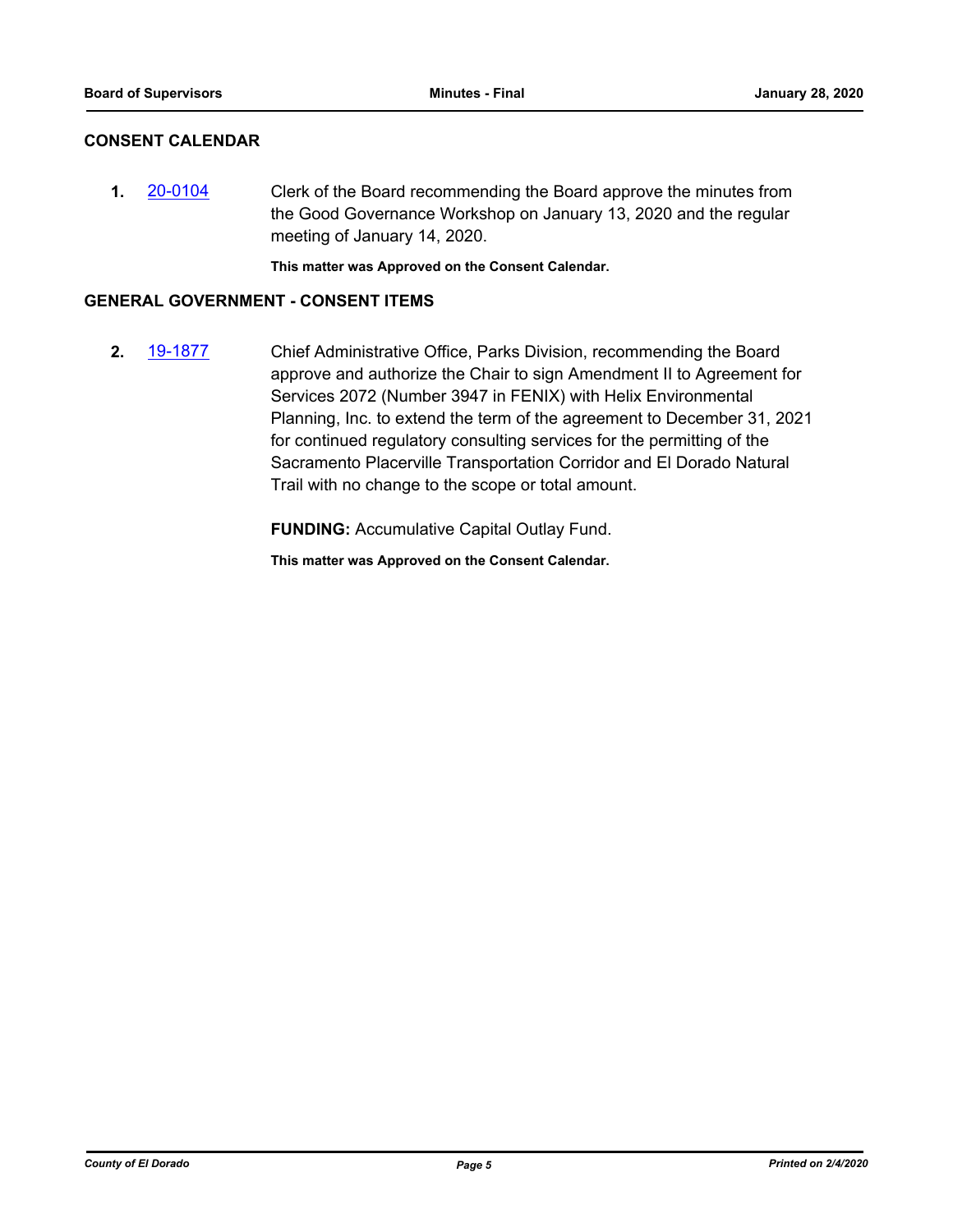## CONSENT CALENDAR

**1.** [20-0104](20-0104) Clerk of the Board recommending the Board approve the minutes from the Good Governance Workshop on January 13, 2020 and the regular meeting of January 14, 2020.

**This matter was Approved on the Consent Calendar.**

## GENERAL GOVERNMENT - CONSENT ITEMS

**2.** [19-1877](19-1877) Chief Administrative Office, Parks Division, recommending the Board approve and authorize the Chair to sign Amendment II to Agreement for Services 2072 (Number 3947 in FENIX) with Helix Environmental Planning, Inc. to extend the term of the agreement to December 31, 2021 for continued regulatory consulting services for the permitting of the Sacramento Placerville Transportation Corridor and El Dorado Natural Trail with no change to the scope or total amount.

**FUNDING:** Accumulative Capital Outlay Fund.

**This matter was Approved on the Consent Calendar.**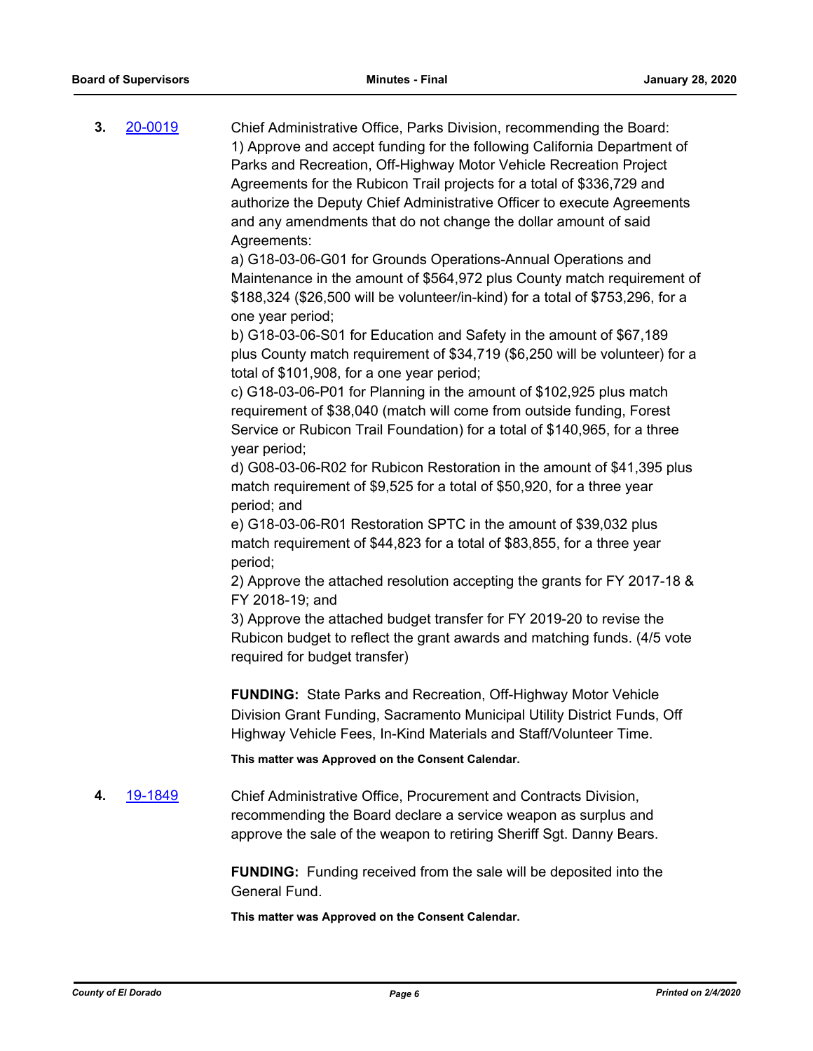**3.** 20-0019 Chief Administrative Office, Parks Division, recommending the Board:

1) Approve and accept funding for the following California Department of Parks and Recreation, Off-Highway Motor Vehicle Recreation Project Agreements for the Rubicon Trail projects for a total of $336,729 and authorize the Deputy Chief Administrative Officer to execute Agreements and any amendments that do not change the dollar amount of said Agreements:

a) G18-03-06-G01 for Grounds Operations-Annual Operations and Maintenance in the amount of $564,972 plus County match requirement of $188,324 ($26,500 will be volunteer/in-kind) for a total of $753,296, for a one year period;

b) G18-03-06-S01 for Education and Safety in the amount of $67,189 plus County match requirement of $34,719 ($6,250 will be volunteer) for a total of $101,908, for a one year period;

c) G18-03-06-P01 for Planning in the amount of $102,925 plus match requirement of $38,040 (match will come from outside funding, Forest Service or Rubicon Trail Foundation) for a total of $140,965, for a three year period;

d) G08-03-06-R02 for Rubicon Restoration in the amount of $41,395 plus match requirement of $9,525 for a total of $50,920, for a three year period; and

e) G18-03-06-R01 Restoration SPTC in the amount of $39,032 plus match requirement of $44,823 for a total of $83,855, for a three year period;

2) Approve the attached resolution accepting the grants for FY 2017-18 & FY 2018-19; and

3) Approve the attached budget transfer for FY 2019-20 to revise the Rubicon budget to reflect the grant awards and matching funds. (4/5 vote required for budget transfer)

**FUNDING:** State Parks and Recreation, Off-Highway Motor Vehicle Division Grant Funding, Sacramento Municipal Utility District Funds, Off Highway Vehicle Fees, In-Kind Materials and Staff/Volunteer Time.

**This matter was Approved on the Consent Calendar.**

**4.** 19-1849 Chief Administrative Office, Procurement and Contracts Division, recommending the Board declare a service weapon as surplus and approve the sale of the weapon to retiring Sheriff Sgt. Danny Bears.

**FUNDING:** Funding received from the sale will be deposited into the General Fund.

**This matter was Approved on the Consent Calendar.**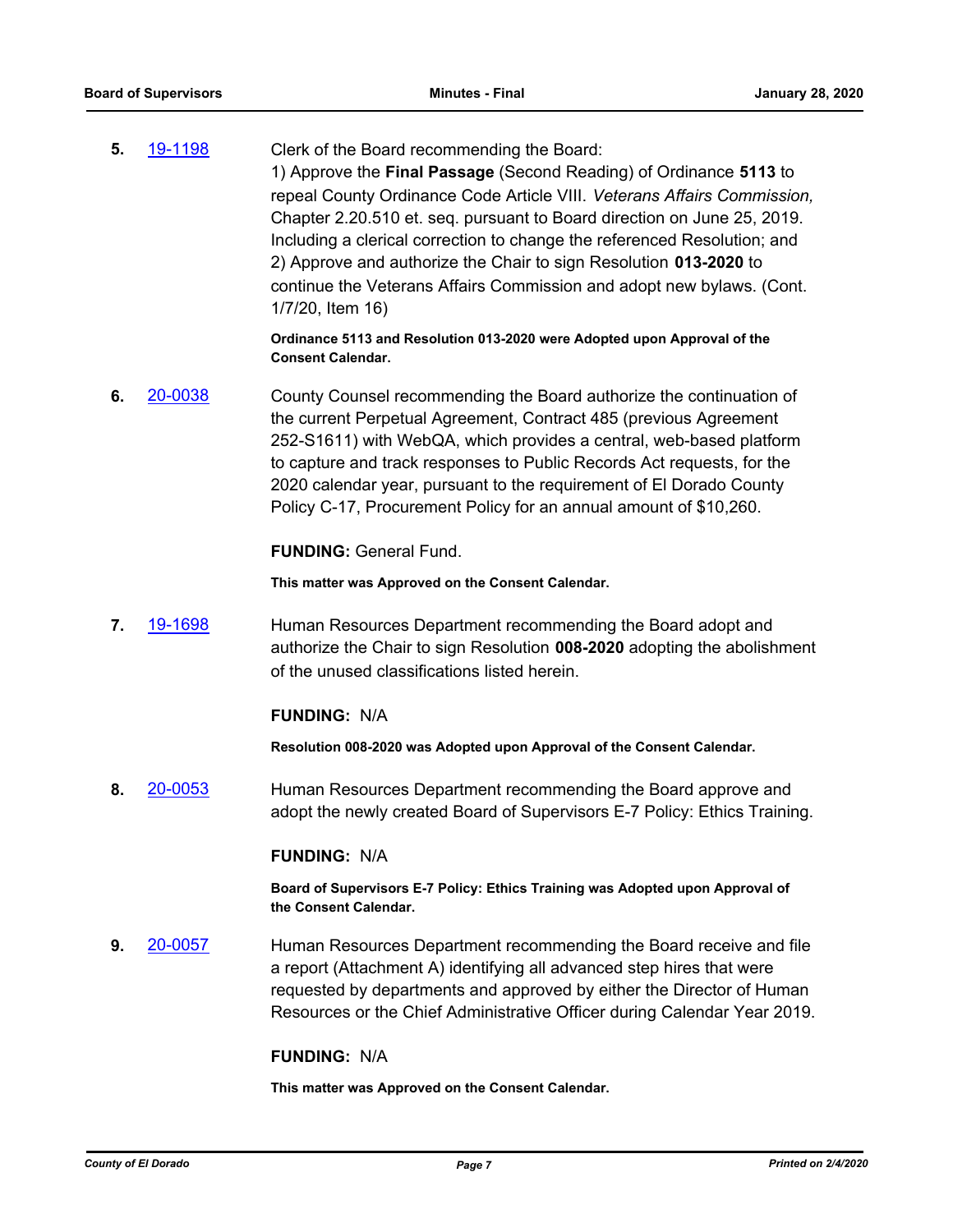**5.** 19-1198 Clerk of the Board recommending the Board:
1) Approve the **Final Passage** (Second Reading) of Ordinance **5113** to repeal County Ordinance Code Article VIII. *Veterans Affairs Commission,* Chapter 2.20.510 et. seq. pursuant to Board direction on June 25, 2019. Including a clerical correction to change the referenced Resolution; and
2) Approve and authorize the Chair to sign Resolution **013-2020** to continue the Veterans Affairs Commission and adopt new bylaws. (Cont. 1/7/20, Item 16)

**Ordinance 5113 and Resolution 013-2020 were Adopted upon Approval of the Consent Calendar.**

**6.** 20-0038 County Counsel recommending the Board authorize the continuation of the current Perpetual Agreement, Contract 485 (previous Agreement 252-S1611) with WebQA, which provides a central, web-based platform to capture and track responses to Public Records Act requests, for the 2020 calendar year, pursuant to the requirement of El Dorado County Policy C-17, Procurement Policy for an annual amount of $10,260.

**FUNDING:** General Fund.

**This matter was Approved on the Consent Calendar.**

**7.** 19-1698 Human Resources Department recommending the Board adopt and authorize the Chair to sign Resolution **008-2020** adopting the abolishment of the unused classifications listed herein.

**FUNDING:** N/A

**Resolution 008-2020 was Adopted upon Approval of the Consent Calendar.**

**8.** 20-0053 Human Resources Department recommending the Board approve and adopt the newly created Board of Supervisors E-7 Policy: Ethics Training.

**FUNDING:** N/A

**Board of Supervisors E-7 Policy: Ethics Training was Adopted upon Approval of the Consent Calendar.**

**9.** 20-0057 Human Resources Department recommending the Board receive and file a report (Attachment A) identifying all advanced step hires that were requested by departments and approved by either the Director of Human Resources or the Chief Administrative Officer during Calendar Year 2019.

**FUNDING:** N/A

**This matter was Approved on the Consent Calendar.**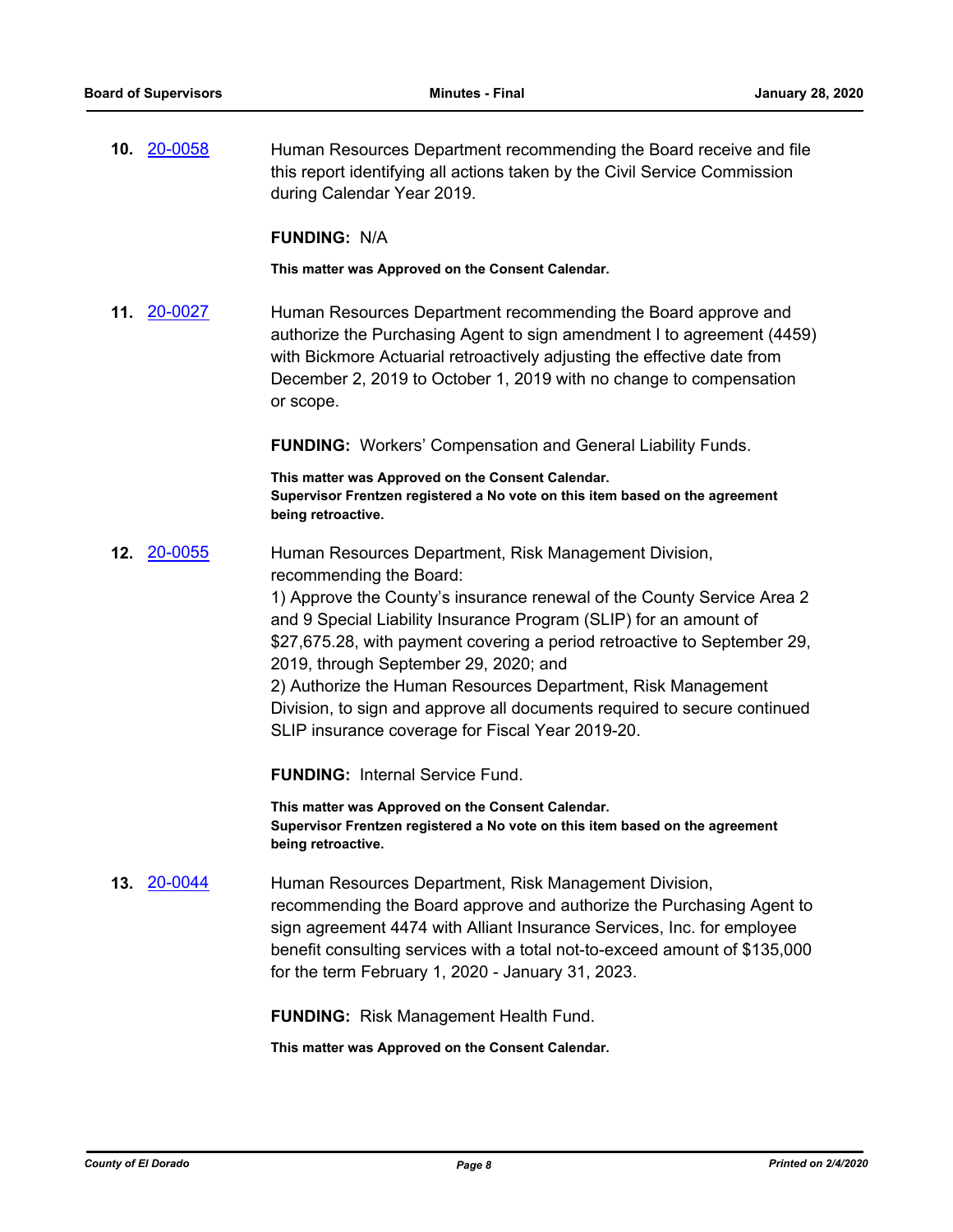**10.** 20-0058

Human Resources Department recommending the Board receive and file this report identifying all actions taken by the Civil Service Commission during Calendar Year 2019.

**FUNDING:** N/A

**This matter was Approved on the Consent Calendar.**

**11.** 20-0027

Human Resources Department recommending the Board approve and authorize the Purchasing Agent to sign amendment I to agreement (4459) with Bickmore Actuarial retroactively adjusting the effective date from December 2, 2019 to October 1, 2019 with no change to compensation or scope.

**FUNDING:** Workers' Compensation and General Liability Funds.

**This matter was Approved on the Consent Calendar.**
**Supervisor Frentzen registered a No vote on this item based on the agreement being retroactive.**

**12.** 20-0055

Human Resources Department, Risk Management Division, recommending the Board:
1) Approve the County's insurance renewal of the County Service Area 2 and 9 Special Liability Insurance Program (SLIP) for an amount of $27,675.28, with payment covering a period retroactive to September 29, 2019, through September 29, 2020; and
2) Authorize the Human Resources Department, Risk Management Division, to sign and approve all documents required to secure continued SLIP insurance coverage for Fiscal Year 2019-20.

**FUNDING:** Internal Service Fund.

**This matter was Approved on the Consent Calendar.**
**Supervisor Frentzen registered a No vote on this item based on the agreement being retroactive.**

**13.** 20-0044

Human Resources Department, Risk Management Division, recommending the Board approve and authorize the Purchasing Agent to sign agreement 4474 with Alliant Insurance Services, Inc. for employee benefit consulting services with a total not-to-exceed amount of $135,000 for the term February 1, 2020 - January 31, 2023.

**FUNDING:** Risk Management Health Fund.

**This matter was Approved on the Consent Calendar.**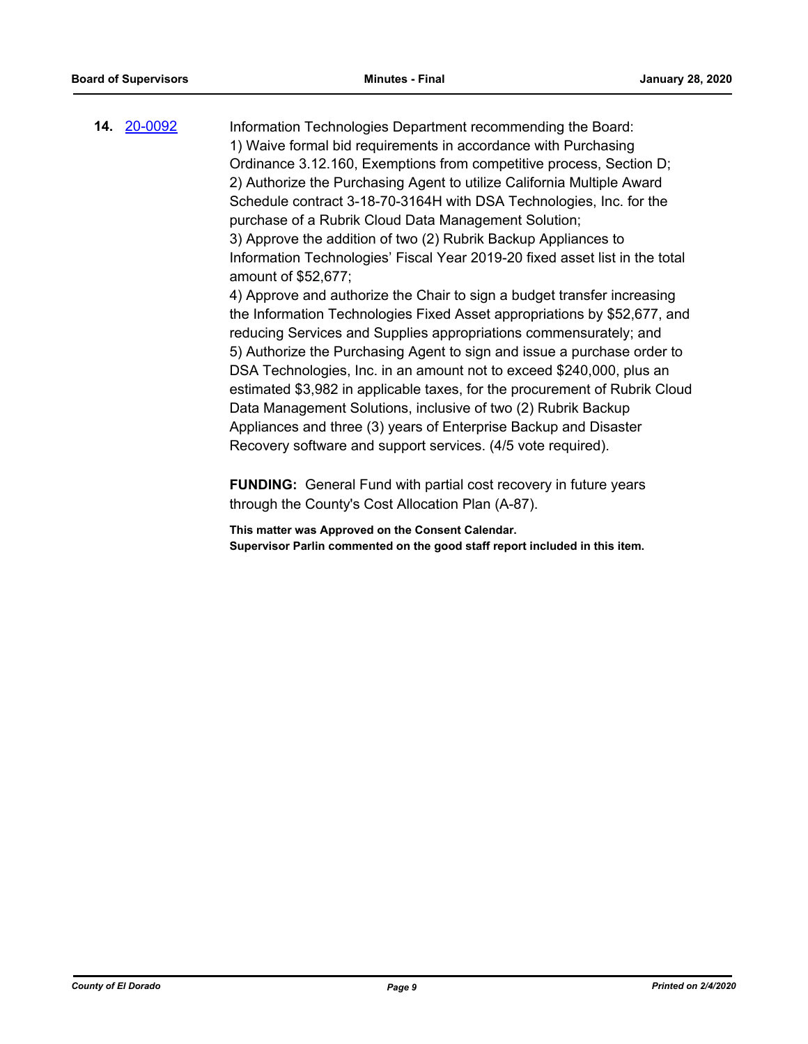**14.** [20-0092](20-0092)

Information Technologies Department recommending the Board:
1) Waive formal bid requirements in accordance with Purchasing Ordinance 3.12.160, Exemptions from competitive process, Section D;
2) Authorize the Purchasing Agent to utilize California Multiple Award Schedule contract 3-18-70-3164H with DSA Technologies, Inc. for the purchase of a Rubrik Cloud Data Management Solution;
3) Approve the addition of two (2) Rubrik Backup Appliances to Information Technologies' Fiscal Year 2019-20 fixed asset list in the total amount of $52,677;
4) Approve and authorize the Chair to sign a budget transfer increasing the Information Technologies Fixed Asset appropriations by $52,677, and reducing Services and Supplies appropriations commensurately; and
5) Authorize the Purchasing Agent to sign and issue a purchase order to DSA Technologies, Inc. in an amount not to exceed $240,000, plus an estimated $3,982 in applicable taxes, for the procurement of Rubrik Cloud Data Management Solutions, inclusive of two (2) Rubrik Backup Appliances and three (3) years of Enterprise Backup and Disaster Recovery software and support services. (4/5 vote required).

**FUNDING:** General Fund with partial cost recovery in future years through the County's Cost Allocation Plan (A-87).

**This matter was Approved on the Consent Calendar.**
**Supervisor Parlin commented on the good staff report included in this item.**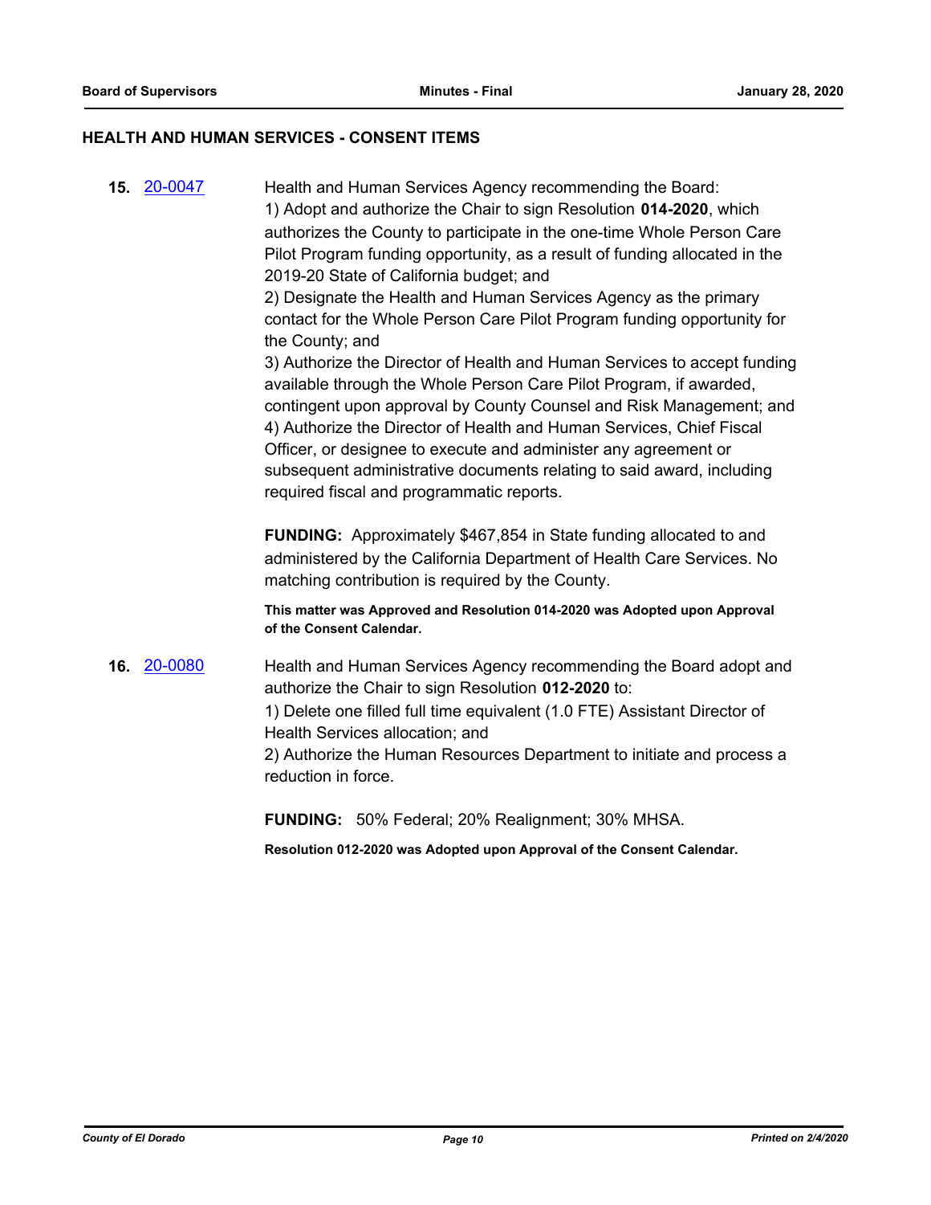## HEALTH AND HUMAN SERVICES - CONSENT ITEMS

**15.** 20-0047

Health and Human Services Agency recommending the Board:
1) Adopt and authorize the Chair to sign Resolution **014-2020**, which authorizes the County to participate in the one-time Whole Person Care Pilot Program funding opportunity, as a result of funding allocated in the 2019-20 State of California budget; and
2) Designate the Health and Human Services Agency as the primary contact for the Whole Person Care Pilot Program funding opportunity for the County; and
3) Authorize the Director of Health and Human Services to accept funding available through the Whole Person Care Pilot Program, if awarded, contingent upon approval by County Counsel and Risk Management; and
4) Authorize the Director of Health and Human Services, Chief Fiscal Officer, or designee to execute and administer any agreement or subsequent administrative documents relating to said award, including required fiscal and programmatic reports.

**FUNDING:** Approximately $467,854 in State funding allocated to and administered by the California Department of Health Care Services. No matching contribution is required by the County.

**This matter was Approved and Resolution 014-2020 was Adopted upon Approval of the Consent Calendar.**

**16.** 20-0080

Health and Human Services Agency recommending the Board adopt and authorize the Chair to sign Resolution **012-2020** to:
1) Delete one filled full time equivalent (1.0 FTE) Assistant Director of Health Services allocation; and
2) Authorize the Human Resources Department to initiate and process a reduction in force.

**FUNDING:** 50% Federal; 20% Realignment; 30% MHSA.

**Resolution 012-2020 was Adopted upon Approval of the Consent Calendar.**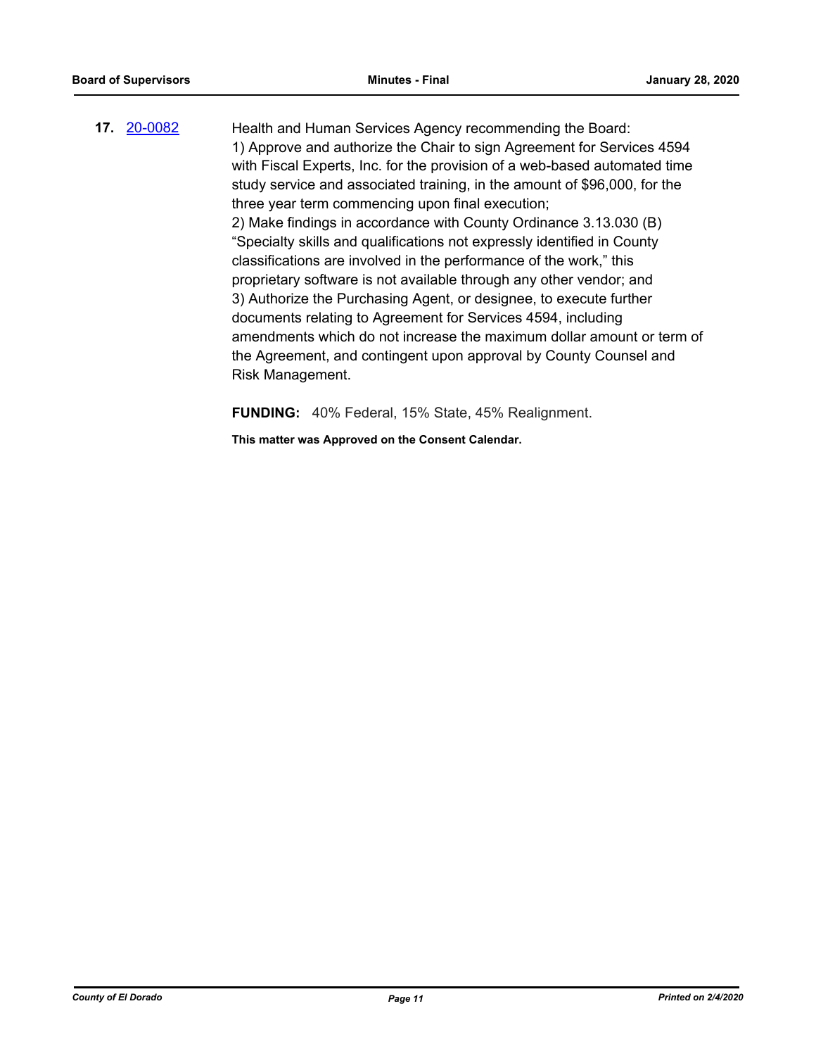**17.** 20-0082 Health and Human Services Agency recommending the Board:

1) Approve and authorize the Chair to sign Agreement for Services 4594 with Fiscal Experts, Inc. for the provision of a web-based automated time study service and associated training, in the amount of $96,000, for the three year term commencing upon final execution;

2) Make findings in accordance with County Ordinance 3.13.030 (B) “Specialty skills and qualifications not expressly identified in County classifications are involved in the performance of the work,” this proprietary software is not available through any other vendor; and

3) Authorize the Purchasing Agent, or designee, to execute further documents relating to Agreement for Services 4594, including amendments which do not increase the maximum dollar amount or term of the Agreement, and contingent upon approval by County Counsel and Risk Management.

**FUNDING:** 40% Federal, 15% State, 45% Realignment.

**This matter was Approved on the Consent Calendar.**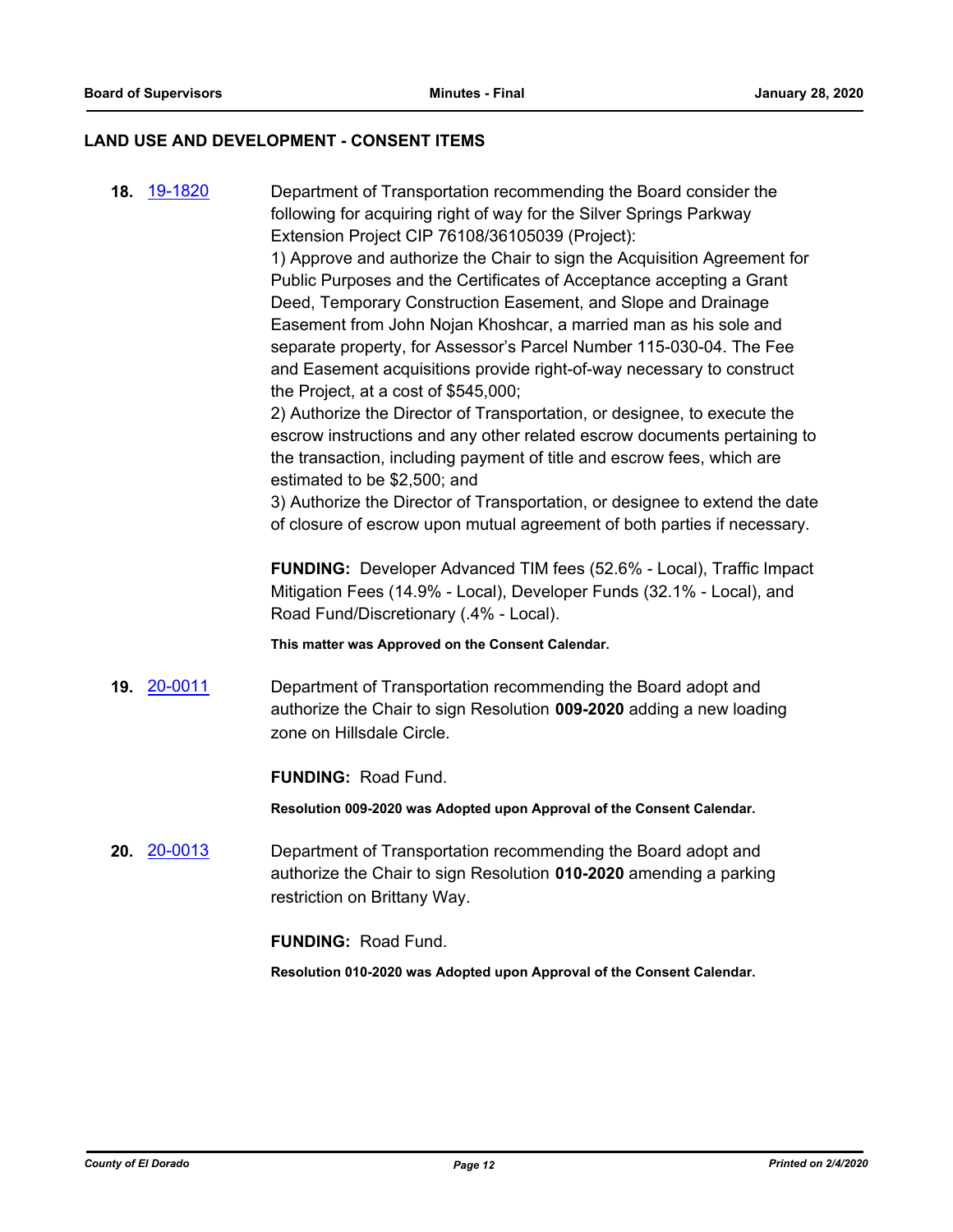## LAND USE AND DEVELOPMENT - CONSENT ITEMS

**18.** [19-1820] Department of Transportation recommending the Board consider the following for acquiring right of way for the Silver Springs Parkway Extension Project CIP 76108/36105039 (Project):

1) Approve and authorize the Chair to sign the Acquisition Agreement for Public Purposes and the Certificates of Acceptance accepting a Grant Deed, Temporary Construction Easement, and Slope and Drainage Easement from John Nojan Khoshcar, a married man as his sole and separate property, for Assessor's Parcel Number 115-030-04. The Fee and Easement acquisitions provide right-of-way necessary to construct the Project, at a cost of $545,000;

2) Authorize the Director of Transportation, or designee, to execute the escrow instructions and any other related escrow documents pertaining to the transaction, including payment of title and escrow fees, which are estimated to be $2,500; and

3) Authorize the Director of Transportation, or designee to extend the date of closure of escrow upon mutual agreement of both parties if necessary.

**FUNDING:** Developer Advanced TIM fees (52.6% - Local), Traffic Impact Mitigation Fees (14.9% - Local), Developer Funds (32.1% - Local), and Road Fund/Discretionary (.4% - Local).

**This matter was Approved on the Consent Calendar.**

**19.** [20-0011] Department of Transportation recommending the Board adopt and authorize the Chair to sign Resolution **009-2020** adding a new loading zone on Hillsdale Circle.

**FUNDING:** Road Fund.

**Resolution 009-2020 was Adopted upon Approval of the Consent Calendar.**

**20.** [20-0013] Department of Transportation recommending the Board adopt and authorize the Chair to sign Resolution **010-2020** amending a parking restriction on Brittany Way.

**FUNDING:** Road Fund.

**Resolution 010-2020 was Adopted upon Approval of the Consent Calendar.**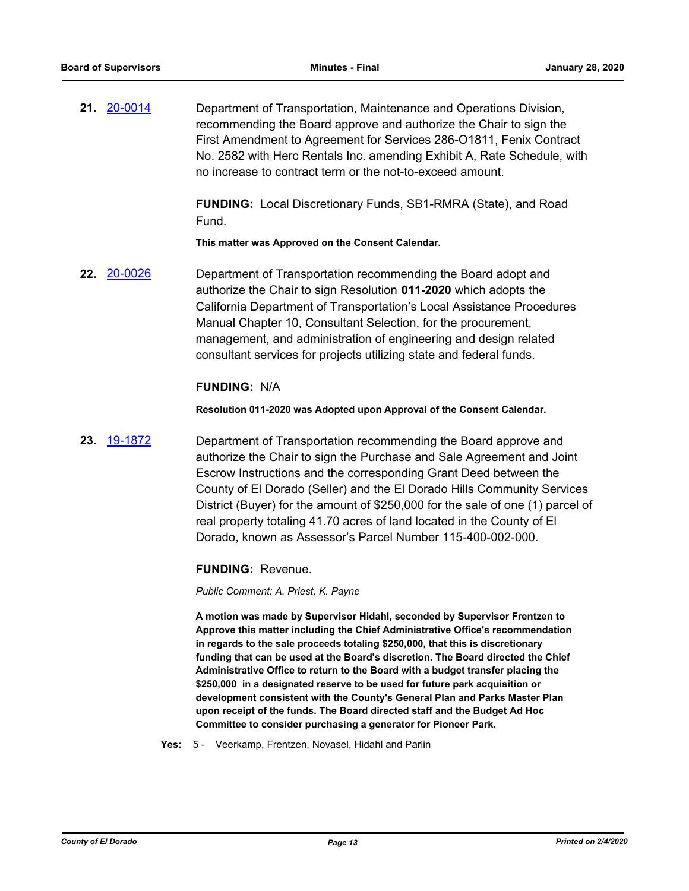**21.** [20-0014](20-0014) Department of Transportation, Maintenance and Operations Division, recommending the Board approve and authorize the Chair to sign the First Amendment to Agreement for Services 286-O1811, Fenix Contract No. 2582 with Herc Rentals Inc. amending Exhibit A, Rate Schedule, with no increase to contract term or the not-to-exceed amount.

**FUNDING:** Local Discretionary Funds, SB1-RMRA (State), and Road Fund.

**This matter was Approved on the Consent Calendar.**

**22.** [20-0026](20-0026) Department of Transportation recommending the Board adopt and authorize the Chair to sign Resolution **011-2020** which adopts the California Department of Transportation's Local Assistance Procedures Manual Chapter 10, Consultant Selection, for the procurement, management, and administration of engineering and design related consultant services for projects utilizing state and federal funds.

**FUNDING:** N/A

**Resolution 011-2020 was Adopted upon Approval of the Consent Calendar.**

**23.** [19-1872](19-1872) Department of Transportation recommending the Board approve and authorize the Chair to sign the Purchase and Sale Agreement and Joint Escrow Instructions and the corresponding Grant Deed between the County of El Dorado (Seller) and the El Dorado Hills Community Services District (Buyer) for the amount of $250,000 for the sale of one (1) parcel of real property totaling 41.70 acres of land located in the County of El Dorado, known as Assessor's Parcel Number 115-400-002-000.

**FUNDING:** Revenue.

*Public Comment: A. Priest, K. Payne*

**A motion was made by Supervisor Hidahl, seconded by Supervisor Frentzen to Approve this matter including the Chief Administrative Office's recommendation in regards to the sale proceeds totaling $250,000, that this is discretionary funding that can be used at the Board's discretion. The Board directed the Chief Administrative Office to return to the Board with a budget transfer placing the $250,000 in a designated reserve to be used for future park acquisition or development consistent with the County's General Plan and Parks Master Plan upon receipt of the funds. The Board directed staff and the Budget Ad Hoc Committee to consider purchasing a generator for Pioneer Park.**

**Yes:** 5 - Veerkamp, Frentzen, Novasel, Hidahl and Parlin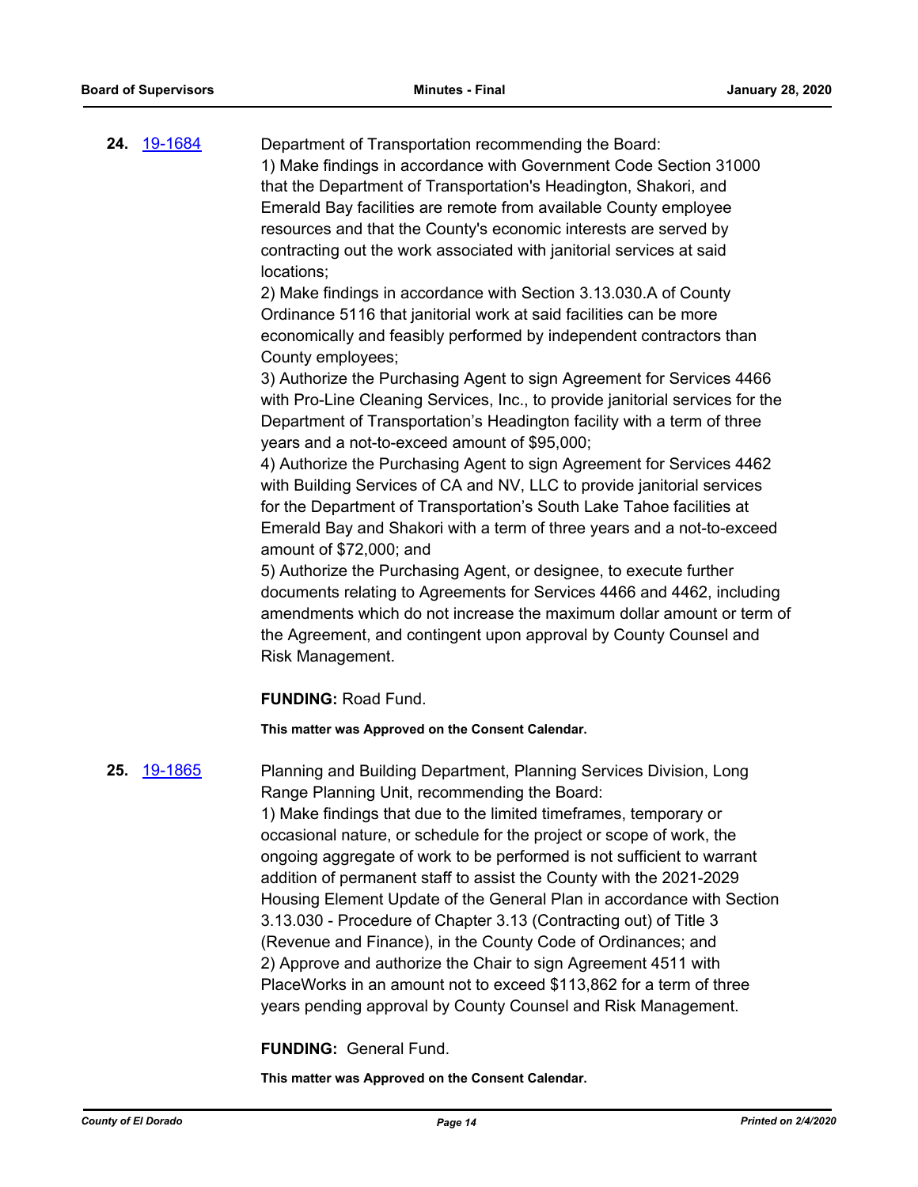**24.** [19-1684](19-1684)

Department of Transportation recommending the Board:
1) Make findings in accordance with Government Code Section 31000 that the Department of Transportation's Headington, Shakori, and Emerald Bay facilities are remote from available County employee resources and that the County's economic interests are served by contracting out the work associated with janitorial services at said locations;
2) Make findings in accordance with Section 3.13.030.A of County Ordinance 5116 that janitorial work at said facilities can be more economically and feasibly performed by independent contractors than County employees;
3) Authorize the Purchasing Agent to sign Agreement for Services 4466 with Pro-Line Cleaning Services, Inc., to provide janitorial services for the Department of Transportation's Headington facility with a term of three years and a not-to-exceed amount of $95,000;
4) Authorize the Purchasing Agent to sign Agreement for Services 4462 with Building Services of CA and NV, LLC to provide janitorial services for the Department of Transportation's South Lake Tahoe facilities at Emerald Bay and Shakori with a term of three years and a not-to-exceed amount of $72,000; and
5) Authorize the Purchasing Agent, or designee, to execute further documents relating to Agreements for Services 4466 and 4462, including amendments which do not increase the maximum dollar amount or term of the Agreement, and contingent upon approval by County Counsel and Risk Management.

**FUNDING:** Road Fund.

**This matter was Approved on the Consent Calendar.**

**25.** [19-1865](19-1865)

Planning and Building Department, Planning Services Division, Long Range Planning Unit, recommending the Board:
1) Make findings that due to the limited timeframes, temporary or occasional nature, or schedule for the project or scope of work, the ongoing aggregate of work to be performed is not sufficient to warrant addition of permanent staff to assist the County with the 2021-2029 Housing Element Update of the General Plan in accordance with Section 3.13.030 - Procedure of Chapter 3.13 (Contracting out) of Title 3 (Revenue and Finance), in the County Code of Ordinances; and
2) Approve and authorize the Chair to sign Agreement 4511 with PlaceWorks in an amount not to exceed $113,862 for a term of three years pending approval by County Counsel and Risk Management.

**FUNDING:** General Fund.

**This matter was Approved on the Consent Calendar.**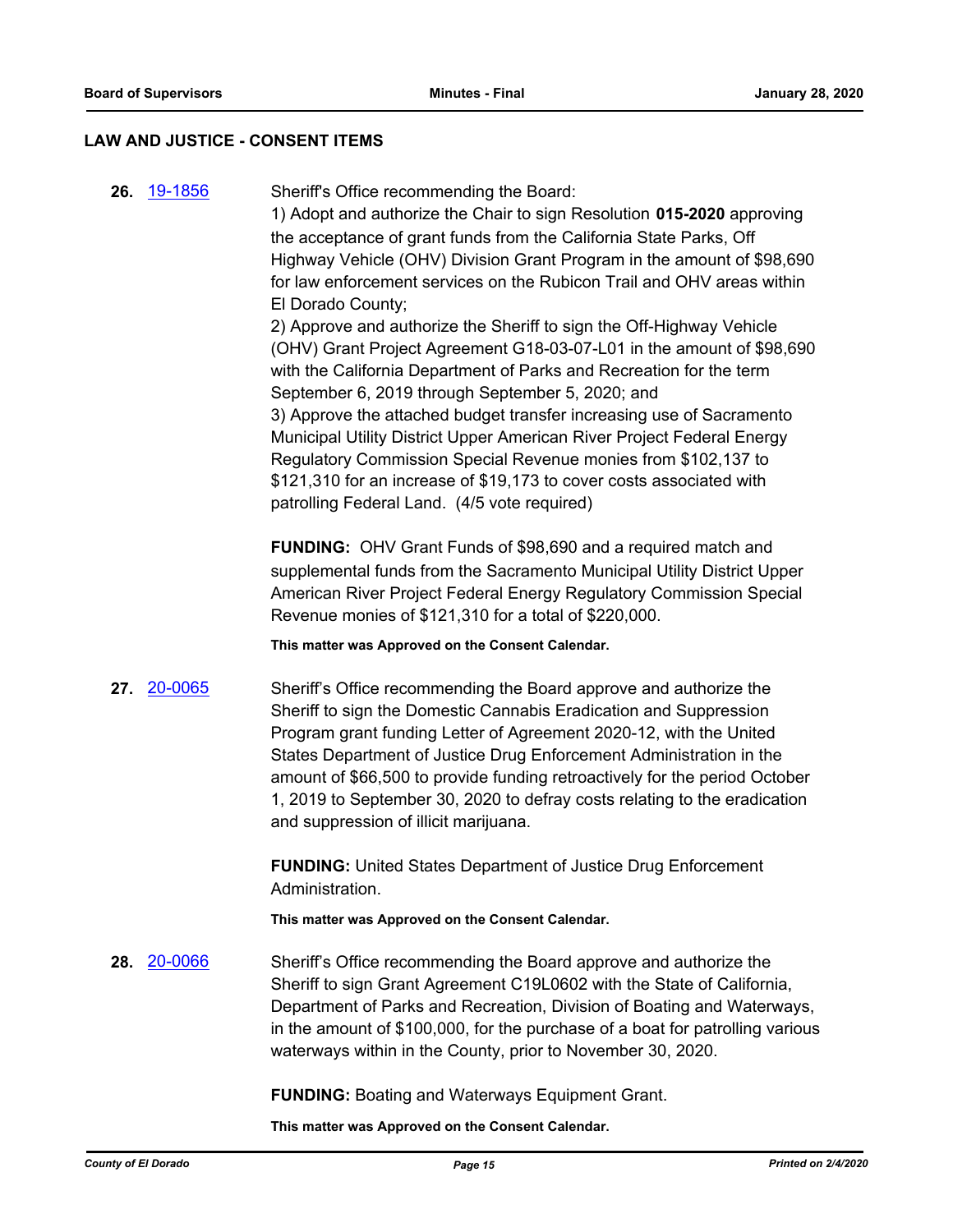## LAW AND JUSTICE - CONSENT ITEMS

**26.** [19-1856](19-1856) Sheriff's Office recommending the Board:

1) Adopt and authorize the Chair to sign Resolution **015-2020** approving the acceptance of grant funds from the California State Parks, Off Highway Vehicle (OHV) Division Grant Program in the amount of $98,690 for law enforcement services on the Rubicon Trail and OHV areas within El Dorado County;

2) Approve and authorize the Sheriff to sign the Off-Highway Vehicle (OHV) Grant Project Agreement G18-03-07-L01 in the amount of $98,690 with the California Department of Parks and Recreation for the term September 6, 2019 through September 5, 2020; and

3) Approve the attached budget transfer increasing use of Sacramento Municipal Utility District Upper American River Project Federal Energy Regulatory Commission Special Revenue monies from $102,137 to $121,310 for an increase of $19,173 to cover costs associated with patrolling Federal Land. (4/5 vote required)

**FUNDING:** OHV Grant Funds of $98,690 and a required match and supplemental funds from the Sacramento Municipal Utility District Upper American River Project Federal Energy Regulatory Commission Special Revenue monies of $121,310 for a total of $220,000.

**This matter was Approved on the Consent Calendar.**

**27.** [20-0065](20-0065) Sheriff's Office recommending the Board approve and authorize the Sheriff to sign the Domestic Cannabis Eradication and Suppression Program grant funding Letter of Agreement 2020-12, with the United States Department of Justice Drug Enforcement Administration in the amount of $66,500 to provide funding retroactively for the period October 1, 2019 to September 30, 2020 to defray costs relating to the eradication and suppression of illicit marijuana.

**FUNDING:** United States Department of Justice Drug Enforcement Administration.

**This matter was Approved on the Consent Calendar.**

**28.** [20-0066](20-0066) Sheriff's Office recommending the Board approve and authorize the Sheriff to sign Grant Agreement C19L0602 with the State of California, Department of Parks and Recreation, Division of Boating and Waterways, in the amount of $100,000, for the purchase of a boat for patrolling various waterways within in the County, prior to November 30, 2020.

**FUNDING:** Boating and Waterways Equipment Grant.

**This matter was Approved on the Consent Calendar.**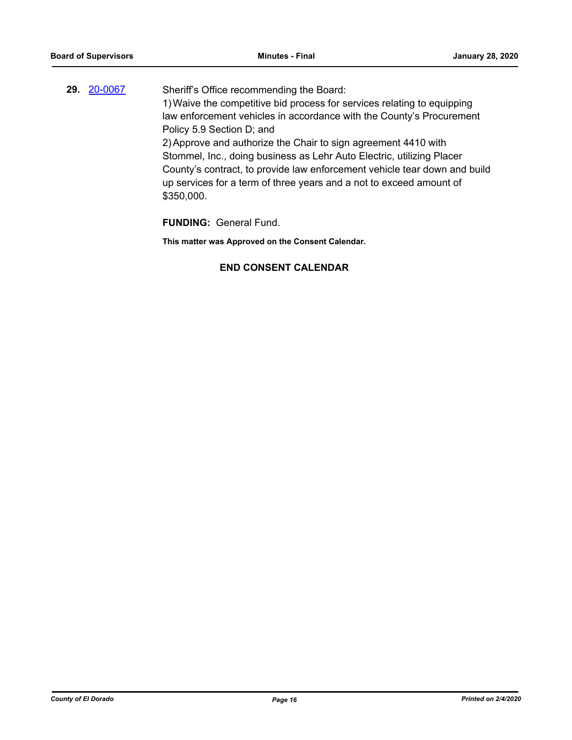**29.** 20-0067 Sheriff's Office recommending the Board:

1) Waive the competitive bid process for services relating to equipping law enforcement vehicles in accordance with the County's Procurement Policy 5.9 Section D; and

2) Approve and authorize the Chair to sign agreement 4410 with Stommel, Inc., doing business as Lehr Auto Electric, utilizing Placer County's contract, to provide law enforcement vehicle tear down and build up services for a term of three years and a not to exceed amount of $350,000.

**FUNDING:** General Fund.

**This matter was Approved on the Consent Calendar.**

**END CONSENT CALENDAR**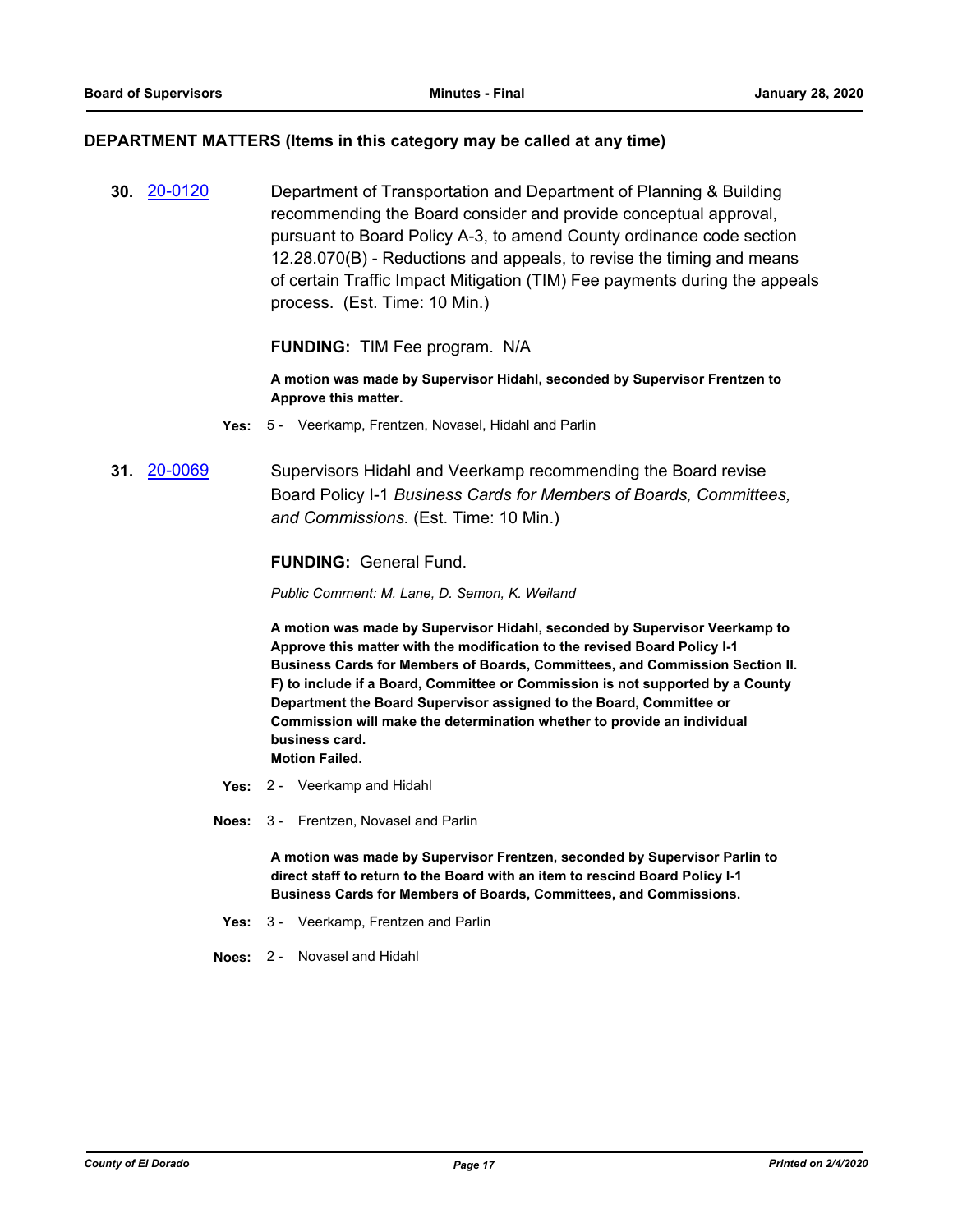## DEPARTMENT MATTERS (Items in this category may be called at any time)

**30.** 20-0120 Department of Transportation and Department of Planning & Building recommending the Board consider and provide conceptual approval, pursuant to Board Policy A-3, to amend County ordinance code section 12.28.070(B) - Reductions and appeals, to revise the timing and means of certain Traffic Impact Mitigation (TIM) Fee payments during the appeals process. (Est. Time: 10 Min.)

**FUNDING:** TIM Fee program. N/A

**A motion was made by Supervisor Hidahl, seconded by Supervisor Frentzen to Approve this matter.**

**Yes:** 5 - Veerkamp, Frentzen, Novasel, Hidahl and Parlin

**31.** 20-0069 Supervisors Hidahl and Veerkamp recommending the Board revise Board Policy I-1 *Business Cards for Members of Boards, Committees, and Commissions.* (Est. Time: 10 Min.)

**FUNDING:** General Fund.

*Public Comment: M. Lane, D. Semon, K. Weiland*

**A motion was made by Supervisor Hidahl, seconded by Supervisor Veerkamp to Approve this matter with the modification to the revised Board Policy I-1 Business Cards for Members of Boards, Committees, and Commission Section II. F) to include if a Board, Committee or Commission is not supported by a County Department the Board Supervisor assigned to the Board, Committee or Commission will make the determination whether to provide an individual business card.**
**Motion Failed.**

**Yes:** 2 - Veerkamp and Hidahl

**Noes:** 3 - Frentzen, Novasel and Parlin

**A motion was made by Supervisor Frentzen, seconded by Supervisor Parlin to direct staff to return to the Board with an item to rescind Board Policy I-1 Business Cards for Members of Boards, Committees, and Commissions.**

**Yes:** 3 - Veerkamp, Frentzen and Parlin

**Noes:** 2 - Novasel and Hidahl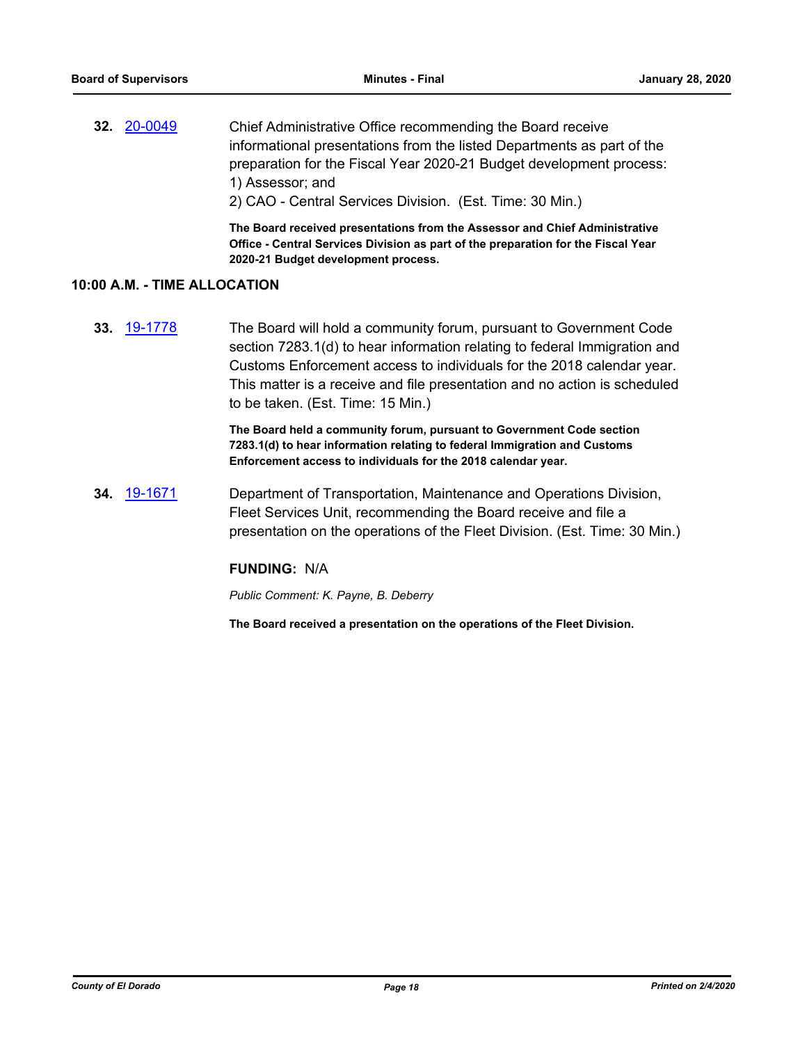**32.** 20-0049 Chief Administrative Office recommending the Board receive informational presentations from the listed Departments as part of the preparation for the Fiscal Year 2020-21 Budget development process:
1) Assessor; and
2) CAO - Central Services Division. (Est. Time: 30 Min.)

**The Board received presentations from the Assessor and Chief Administrative Office - Central Services Division as part of the preparation for the Fiscal Year 2020-21 Budget development process.**

## 10:00 A.M. - TIME ALLOCATION

**33.** 19-1778 The Board will hold a community forum, pursuant to Government Code section 7283.1(d) to hear information relating to federal Immigration and Customs Enforcement access to individuals for the 2018 calendar year. This matter is a receive and file presentation and no action is scheduled to be taken. (Est. Time: 15 Min.)

**The Board held a community forum, pursuant to Government Code section 7283.1(d) to hear information relating to federal Immigration and Customs Enforcement access to individuals for the 2018 calendar year.**

**34.** 19-1671 Department of Transportation, Maintenance and Operations Division, Fleet Services Unit, recommending the Board receive and file a presentation on the operations of the Fleet Division. (Est. Time: 30 Min.)

**FUNDING:** N/A

*Public Comment: K. Payne, B. Deberry*

**The Board received a presentation on the operations of the Fleet Division.**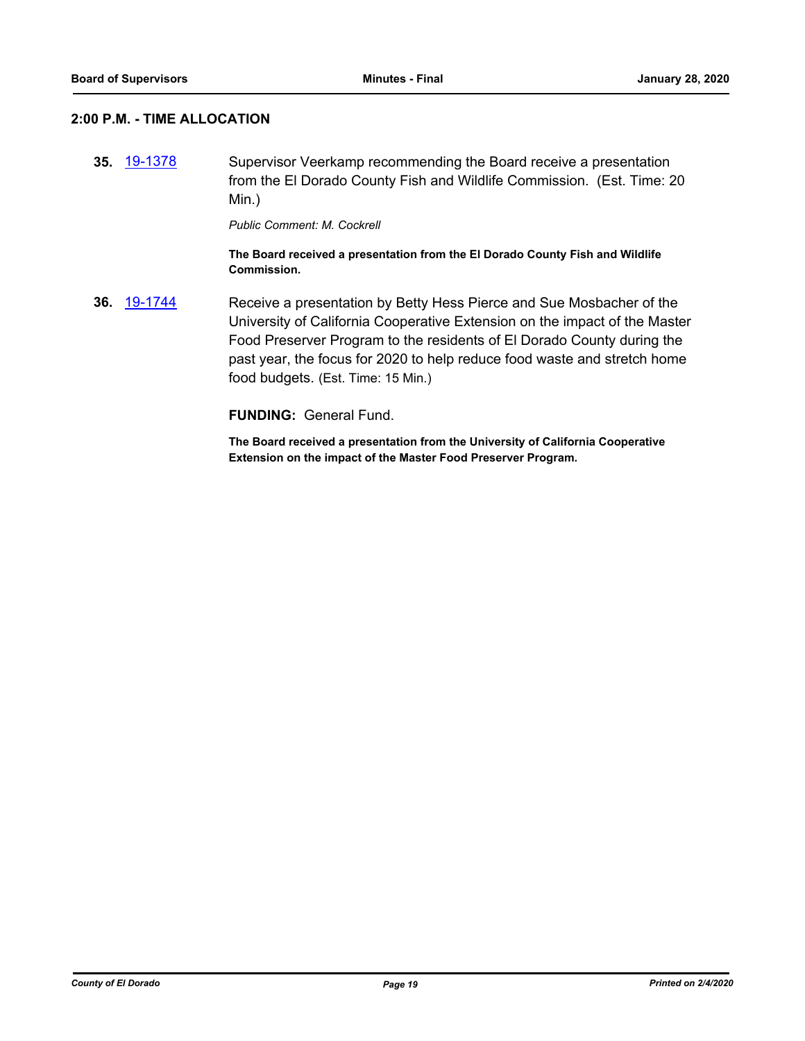## 2:00 P.M. - TIME ALLOCATION

**35.** [19-1378] Supervisor Veerkamp recommending the Board receive a presentation from the El Dorado County Fish and Wildlife Commission. (Est. Time: 20 Min.)

*Public Comment: M. Cockrell*

**The Board received a presentation from the El Dorado County Fish and Wildlife Commission.**

**36.** [19-1744] Receive a presentation by Betty Hess Pierce and Sue Mosbacher of the University of California Cooperative Extension on the impact of the Master Food Preserver Program to the residents of El Dorado County during the past year, the focus for 2020 to help reduce food waste and stretch home food budgets. (Est. Time: 15 Min.)

**FUNDING:** General Fund.

**The Board received a presentation from the University of California Cooperative Extension on the impact of the Master Food Preserver Program.**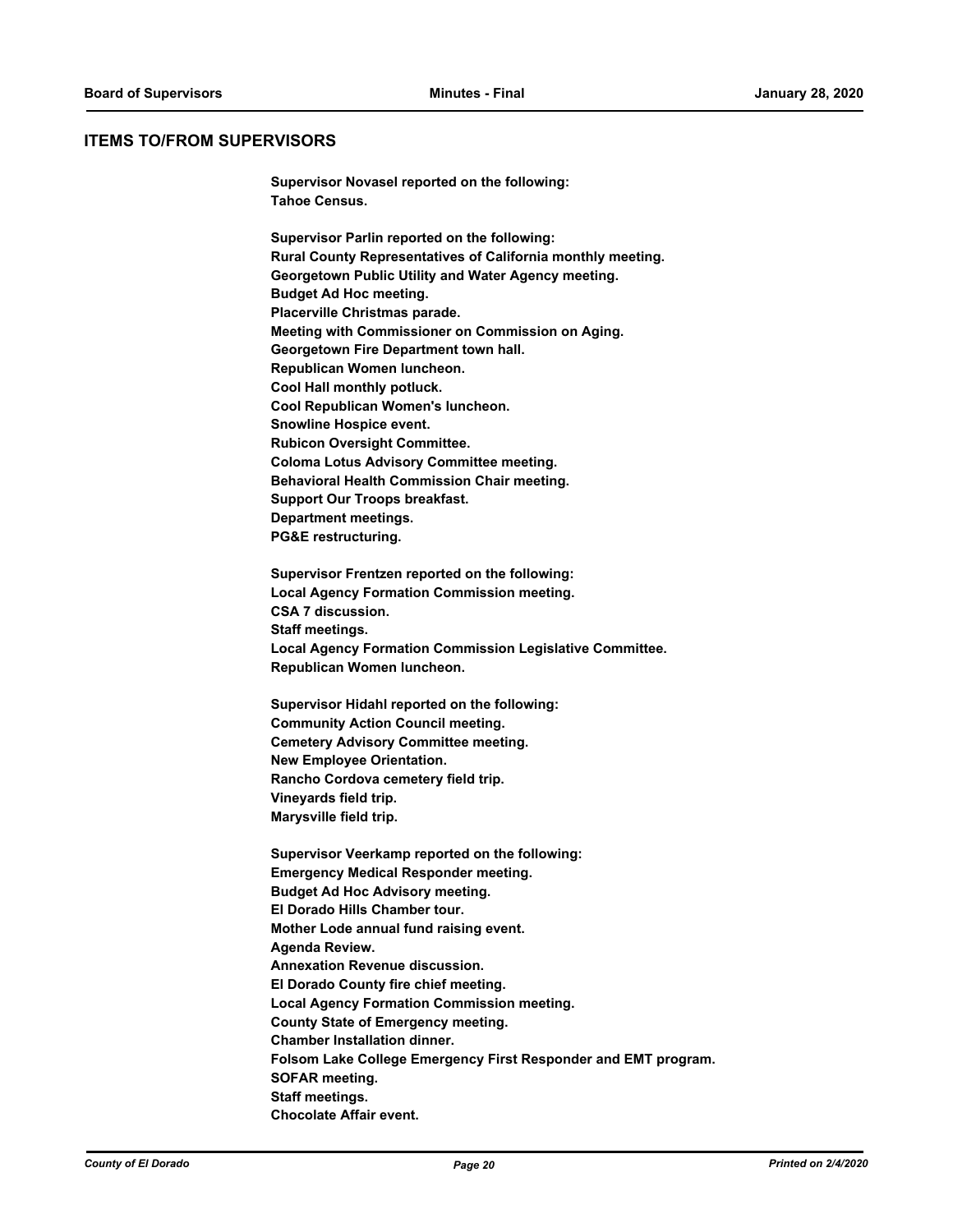## ITEMS TO/FROM SUPERVISORS

**Supervisor Novasel reported on the following:**
**Tahoe Census.**

**Supervisor Parlin reported on the following:**
**Rural County Representatives of California monthly meeting.**
**Georgetown Public Utility and Water Agency meeting.**
**Budget Ad Hoc meeting.**
**Placerville Christmas parade.**
**Meeting with Commissioner on Commission on Aging.**
**Georgetown Fire Department town hall.**
**Republican Women luncheon.**
**Cool Hall monthly potluck.**
**Cool Republican Women's luncheon.**
**Snowline Hospice event.**
**Rubicon Oversight Committee.**
**Coloma Lotus Advisory Committee meeting.**
**Behavioral Health Commission Chair meeting.**
**Support Our Troops breakfast.**
**Department meetings.**
**PG&E restructuring.**

**Supervisor Frentzen reported on the following:**
**Local Agency Formation Commission meeting.**
**CSA 7 discussion.**
**Staff meetings.**
**Local Agency Formation Commission Legislative Committee.**
**Republican Women luncheon.**

**Supervisor Hidahl reported on the following:**
**Community Action Council meeting.**
**Cemetery Advisory Committee meeting.**
**New Employee Orientation.**
**Rancho Cordova cemetery field trip.**
**Vineyards field trip.**
**Marysville field trip.**

**Supervisor Veerkamp reported on the following:**
**Emergency Medical Responder meeting.**
**Budget Ad Hoc Advisory meeting.**
**El Dorado Hills Chamber tour.**
**Mother Lode annual fund raising event.**
**Agenda Review.**
**Annexation Revenue discussion.**
**El Dorado County fire chief meeting.**
**Local Agency Formation Commission meeting.**
**County State of Emergency meeting.**
**Chamber Installation dinner.**
**Folsom Lake College Emergency First Responder and EMT program.**
**SOFAR meeting.**
**Staff meetings.**
**Chocolate Affair event.**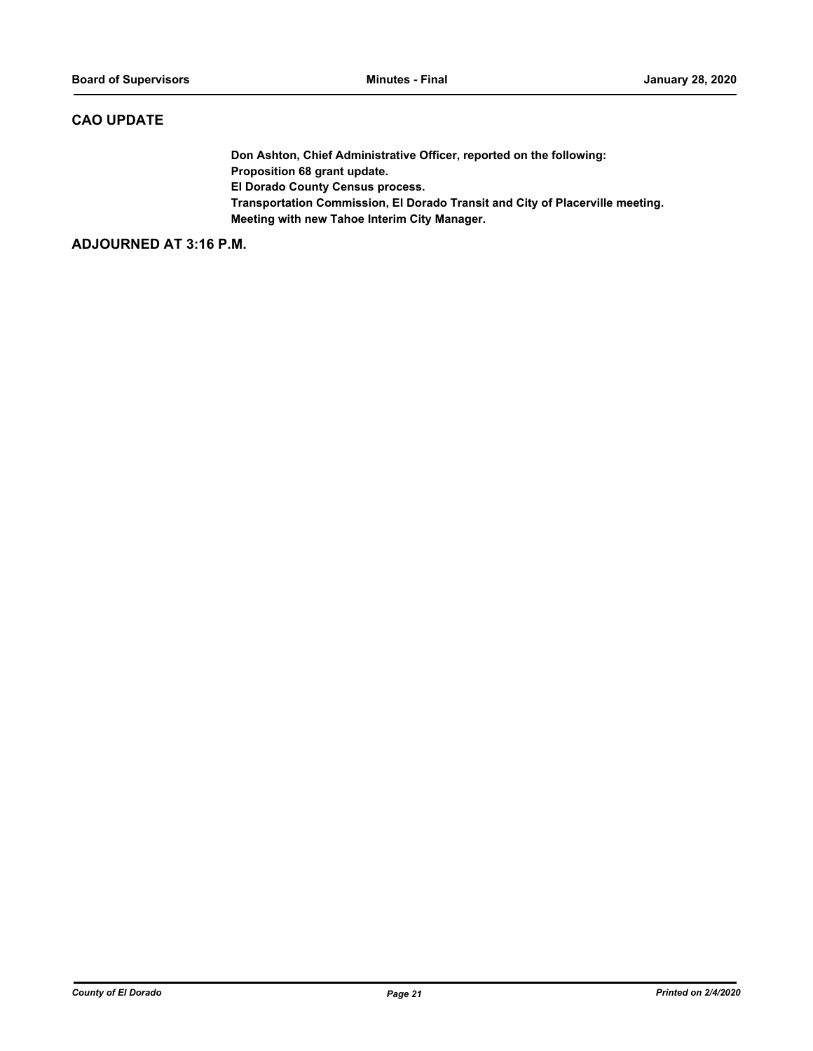## CAO UPDATE

**Don Ashton, Chief Administrative Officer, reported on the following:**
**Proposition 68 grant update.**
**El Dorado County Census process.**
**Transportation Commission, El Dorado Transit and City of Placerville meeting.**
**Meeting with new Tahoe Interim City Manager.**

## ADJOURNED AT 3:16 P.M.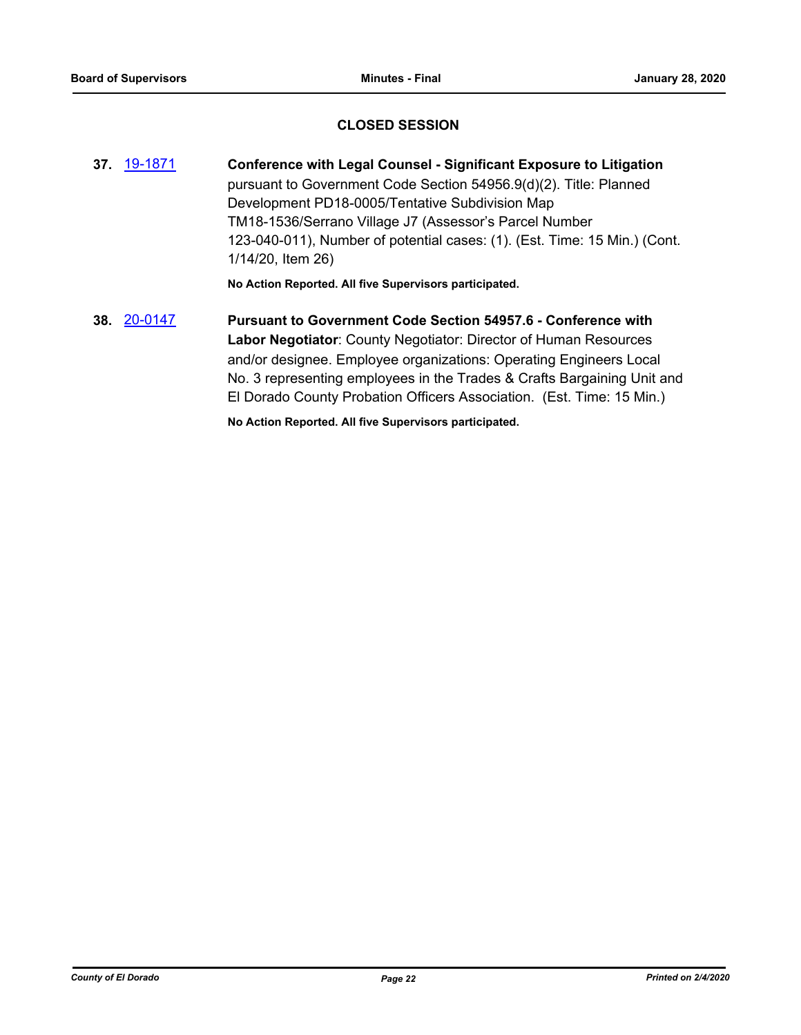## CLOSED SESSION

**37.** [19-1871] **Conference with Legal Counsel - Significant Exposure to Litigation** pursuant to Government Code Section 54956.9(d)(2). Title: Planned Development PD18-0005/Tentative Subdivision Map TM18-1536/Serrano Village J7 (Assessor's Parcel Number 123-040-011), Number of potential cases: (1). (Est. Time: 15 Min.) (Cont. 1/14/20, Item 26)

**No Action Reported. All five Supervisors participated.**

**38.** [20-0147] **Pursuant to Government Code Section 54957.6 - Conference with Labor Negotiator**: County Negotiator: Director of Human Resources and/or designee. Employee organizations: Operating Engineers Local No. 3 representing employees in the Trades & Crafts Bargaining Unit and El Dorado County Probation Officers Association. (Est. Time: 15 Min.)

**No Action Reported. All five Supervisors participated.**